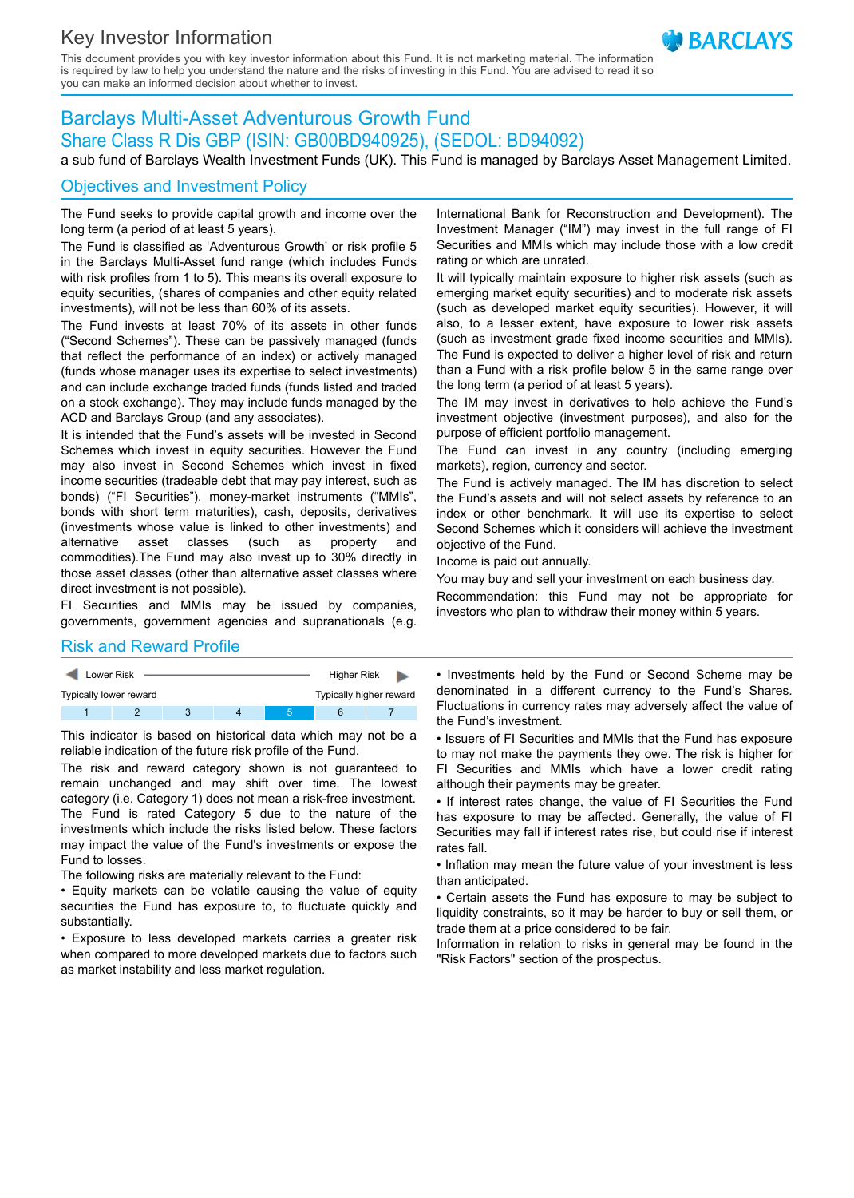# Key Investor Information

This document provides you with key investor information about this Fund. It is not marketing material. The information is required by law to help you understand the nature and the risks of investing in this Fund. You are advised to read it so you can make an informed decision about whether to invest.

BARCLAYS

## Barclays Multi-Asset Adventurous Growth Fund
## Share Class R Dis GBP (ISIN: GB00BD940925), (SEDOL: BD94092)

a sub fund of Barclays Wealth Investment Funds (UK). This Fund is managed by Barclays Asset Management Limited.

## Objectives and Investment Policy

The Fund seeks to provide capital growth and income over the long term (a period of at least 5 years).

The Fund is classified as 'Adventurous Growth' or risk profile 5 in the Barclays Multi-Asset fund range (which includes Funds with risk profiles from 1 to 5). This means its overall exposure to equity securities, (shares of companies and other equity related investments), will not be less than 60% of its assets.

The Fund invests at least 70% of its assets in other funds ("Second Schemes"). These can be passively managed (funds that reflect the performance of an index) or actively managed (funds whose manager uses its expertise to select investments) and can include exchange traded funds (funds listed and traded on a stock exchange). They may include funds managed by the ACD and Barclays Group (and any associates).

It is intended that the Fund's assets will be invested in Second Schemes which invest in equity securities. However the Fund may also invest in Second Schemes which invest in fixed income securities (tradeable debt that may pay interest, such as bonds) ("FI Securities"), money-market instruments ("MMIs", bonds with short term maturities), cash, deposits, derivatives (investments whose value is linked to other investments) and alternative asset classes (such as property and commodities).The Fund may also invest up to 30% directly in those asset classes (other than alternative asset classes where direct investment is not possible).

FI Securities and MMIs may be issued by companies, governments, government agencies and supranationals (e.g. International Bank for Reconstruction and Development). The Investment Manager ("IM") may invest in the full range of FI Securities and MMIs which may include those with a low credit rating or which are unrated.

It will typically maintain exposure to higher risk assets (such as emerging market equity securities) and to moderate risk assets (such as developed market equity securities). However, it will also, to a lesser extent, have exposure to lower risk assets (such as investment grade fixed income securities and MMIs).

The Fund is expected to deliver a higher level of risk and return than a Fund with a risk profile below 5 in the same range over the long term (a period of at least 5 years).

The IM may invest in derivatives to help achieve the Fund's investment objective (investment purposes), and also for the purpose of efficient portfolio management.

The Fund can invest in any country (including emerging markets), region, currency and sector.

The Fund is actively managed. The IM has discretion to select the Fund's assets and will not select assets by reference to an index or other benchmark. It will use its expertise to select Second Schemes which it considers will achieve the investment objective of the Fund.

Income is paid out annually.

You may buy and sell your investment on each business day.

Recommendation: this Fund may not be appropriate for investors who plan to withdraw their money within 5 years.

## Risk and Reward Profile

| Lower Risk | | | | | | Higher Risk |
|---|---|---|---|---|---|---|
| Typically lower reward | | | | | | Typically higher reward |
| 1 | 2 | 3 | 4 | **5** | 6 | 7 |

This indicator is based on historical data which may not be a reliable indication of the future risk profile of the Fund.

The risk and reward category shown is not guaranteed to remain unchanged and may shift over time. The lowest category (i.e. Category 1) does not mean a risk-free investment. The Fund is rated Category 5 due to the nature of the investments which include the risks listed below. These factors may impact the value of the Fund's investments or expose the Fund to losses.

The following risks are materially relevant to the Fund:

- Equity markets can be volatile causing the value of equity securities the Fund has exposure to, to fluctuate quickly and substantially.
- Exposure to less developed markets carries a greater risk when compared to more developed markets due to factors such as market instability and less market regulation.
- Investments held by the Fund or Second Scheme may be denominated in a different currency to the Fund's Shares. Fluctuations in currency rates may adversely affect the value of the Fund's investment.
- Issuers of FI Securities and MMIs that the Fund has exposure to may not make the payments they owe. The risk is higher for FI Securities and MMIs which have a lower credit rating although their payments may be greater.
- If interest rates change, the value of FI Securities the Fund has exposure to may be affected. Generally, the value of FI Securities may fall if interest rates rise, but could rise if interest rates fall.
- Inflation may mean the future value of your investment is less than anticipated.
- Certain assets the Fund has exposure to may be subject to liquidity constraints, so it may be harder to buy or sell them, or trade them at a price considered to be fair.

Information in relation to risks in general may be found in the "Risk Factors" section of the prospectus.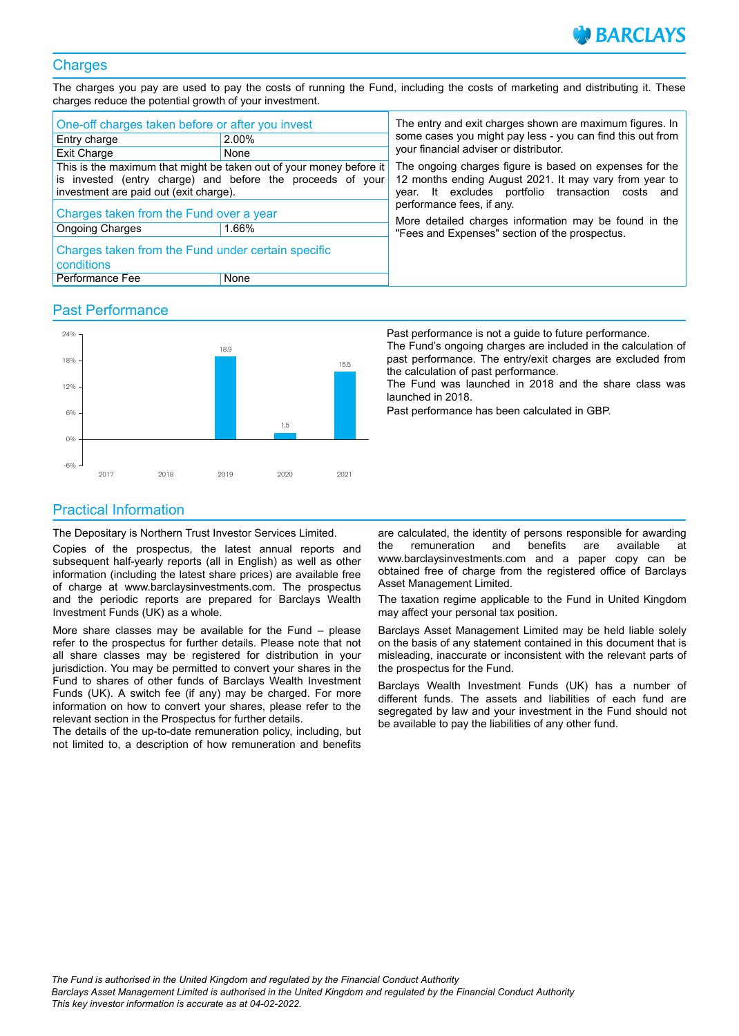## Charges

The charges you pay are used to pay the costs of running the Fund, including the costs of marketing and distributing it. These charges reduce the potential growth of your investment.

| | |
|---|---|
| **One-off charges taken before or after you invest** | |
| Entry charge | 2.00% |
| Exit Charge | None |
| This is the maximum that might be taken out of your money before it is invested (entry charge) and before the proceeds of your investment are paid out (exit charge). | |
| **Charges taken from the Fund over a year** | |
| Ongoing Charges | 1.66% |
| **Charges taken from the Fund under certain specific conditions** | |
| Performance Fee | None |

The entry and exit charges shown are maximum figures. In some cases you might pay less - you can find this out from your financial adviser or distributor.

The ongoing charges figure is based on expenses for the 12 months ending August 2021. It may vary from year to year. It excludes portfolio transaction costs and performance fees, if any.

More detailed charges information may be found in the "Fees and Expenses" section of the prospectus.

## Past Performance

24%
18%
12%
6%
0%
-6%

18.9
1.5
15.5

2017
2018
2019
2020
2021

Past performance is not a guide to future performance.
The Fund's ongoing charges are included in the calculation of past performance. The entry/exit charges are excluded from the calculation of past performance.
The Fund was launched in 2018 and the share class was launched in 2018.
Past performance has been calculated in GBP.

## Practical Information

The Depositary is Northern Trust Investor Services Limited.

Copies of the prospectus, the latest annual reports and subsequent half-yearly reports (all in English) as well as other information (including the latest share prices) are available free of charge at www.barclaysinvestments.com. The prospectus and the periodic reports are prepared for Barclays Wealth Investment Funds (UK) as a whole.

More share classes may be available for the Fund – please refer to the prospectus for further details. Please note that not all share classes may be registered for distribution in your jurisdiction. You may be permitted to convert your shares in the Fund to shares of other funds of Barclays Wealth Investment Funds (UK). A switch fee (if any) may be charged. For more information on how to convert your shares, please refer to the relevant section in the Prospectus for further details.
The details of the up-to-date remuneration policy, including, but not limited to, a description of how remuneration and benefits are calculated, the identity of persons responsible for awarding the remuneration and benefits are available at www.barclaysinvestments.com and a paper copy can be obtained free of charge from the registered office of Barclays Asset Management Limited.

The taxation regime applicable to the Fund in United Kingdom may affect your personal tax position.

Barclays Asset Management Limited may be held liable solely on the basis of any statement contained in this document that is misleading, inaccurate or inconsistent with the relevant parts of the prospectus for the Fund.

Barclays Wealth Investment Funds (UK) has a number of different funds. The assets and liabilities of each fund are segregated by law and your investment in the Fund should not be available to pay the liabilities of any other fund.

*The Fund is authorised in the United Kingdom and regulated by the Financial Conduct Authority*
*Barclays Asset Management Limited is authorised in the United Kingdom and regulated by the Financial Conduct Authority*
*This key investor information is accurate as at 04-02-2022.*